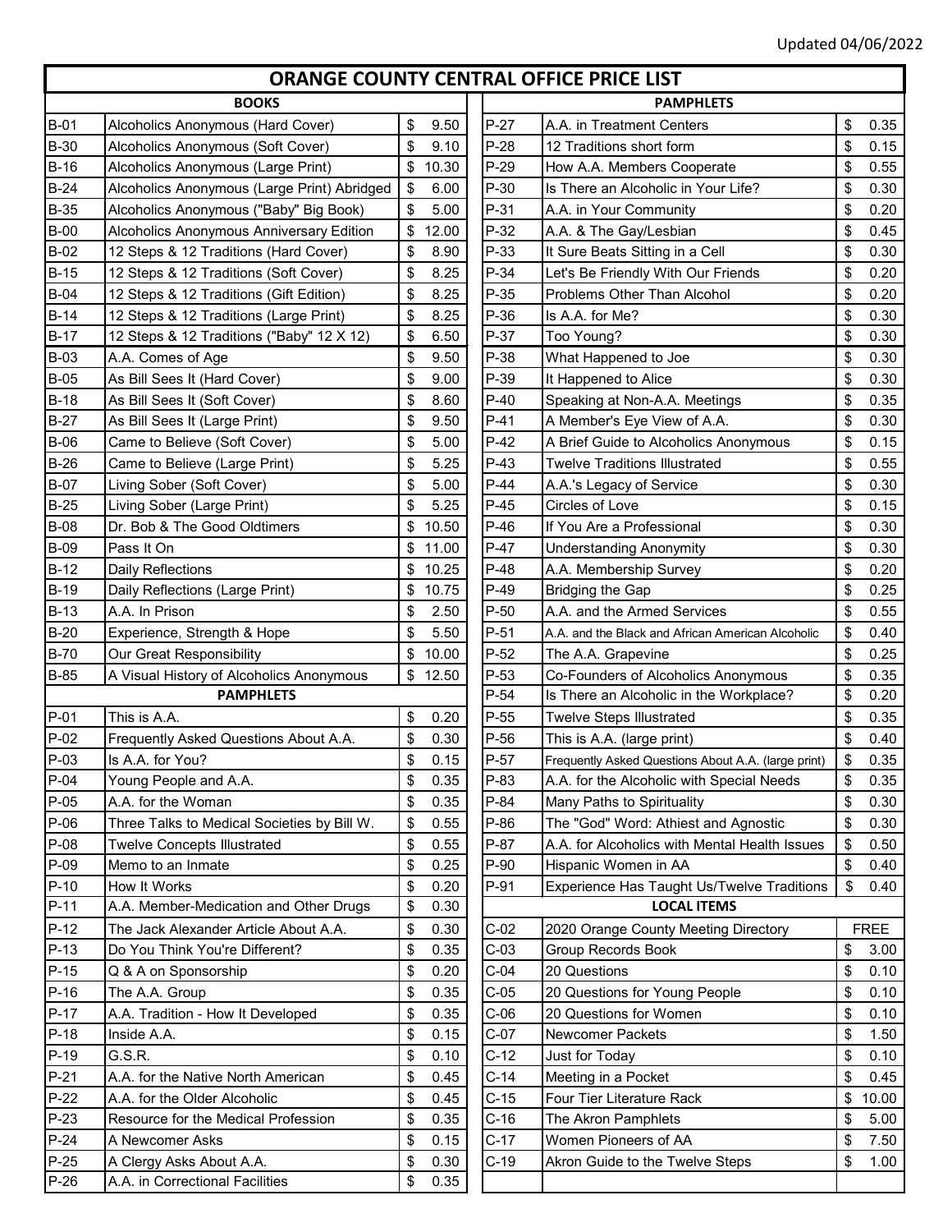Updated 04/06/2022

# ORANGE COUNTY CENTRAL OFFICE PRICE LIST

## BOOKS

| Code | Title | Price |
|---|---|---|
| B-01 | Alcoholics Anonymous (Hard Cover) | $ 9.50 |
| B-30 | Alcoholics Anonymous (Soft Cover) | $ 9.10 |
| B-16 | Alcoholics Anonymous (Large Print) | $ 10.30 |
| B-24 | Alcoholics Anonymous (Large Print) Abridged | $ 6.00 |
| B-35 | Alcoholics Anonymous ("Baby" Big Book) | $ 5.00 |
| B-00 | Alcoholics Anonymous Anniversary Edition | $ 12.00 |
| B-02 | 12 Steps & 12 Traditions (Hard Cover) | $ 8.90 |
| B-15 | 12 Steps & 12 Traditions (Soft Cover) | $ 8.25 |
| B-04 | 12 Steps & 12 Traditions (Gift Edition) | $ 8.25 |
| B-14 | 12 Steps & 12 Traditions (Large Print) | $ 8.25 |
| B-17 | 12 Steps & 12 Traditions ("Baby" 12 X 12) | $ 6.50 |
| B-03 | A.A. Comes of Age | $ 9.50 |
| B-05 | As Bill Sees It (Hard Cover) | $ 9.00 |
| B-18 | As Bill Sees It (Soft Cover) | $ 8.60 |
| B-27 | As Bill Sees It (Large Print) | $ 9.50 |
| B-06 | Came to Believe (Soft Cover) | $ 5.00 |
| B-26 | Came to Believe (Large Print) | $ 5.25 |
| B-07 | Living Sober (Soft Cover) | $ 5.00 |
| B-25 | Living Sober (Large Print) | $ 5.25 |
| B-08 | Dr. Bob & The Good Oldtimers | $ 10.50 |
| B-09 | Pass It On | $ 11.00 |
| B-12 | Daily Reflections | $ 10.25 |
| B-19 | Daily Reflections (Large Print) | $ 10.75 |
| B-13 | A.A. In Prison | $ 2.50 |
| B-20 | Experience, Strength & Hope | $ 5.50 |
| B-70 | Our Great Responsibility | $ 10.00 |
| B-85 | A Visual History of Alcoholics Anonymous | $ 12.50 |

## PAMPHLETS

| Code | Title | Price |
|---|---|---|
| P-01 | This is A.A. | $ 0.20 |
| P-02 | Frequently Asked Questions About A.A. | $ 0.30 |
| P-03 | Is A.A. for You? | $ 0.15 |
| P-04 | Young People and A.A. | $ 0.35 |
| P-05 | A.A. for the Woman | $ 0.35 |
| P-06 | Three Talks to Medical Societies by Bill W. | $ 0.55 |
| P-08 | Twelve Concepts Illustrated | $ 0.55 |
| P-09 | Memo to an Inmate | $ 0.25 |
| P-10 | How It Works | $ 0.20 |
| P-11 | A.A. Member-Medication and Other Drugs | $ 0.30 |
| P-12 | The Jack Alexander Article About A.A. | $ 0.30 |
| P-13 | Do You Think You're Different? | $ 0.35 |
| P-15 | Q & A on Sponsorship | $ 0.20 |
| P-16 | The A.A. Group | $ 0.35 |
| P-17 | A.A. Tradition - How It Developed | $ 0.35 |
| P-18 | Inside A.A. | $ 0.15 |
| P-19 | G.S.R. | $ 0.10 |
| P-21 | A.A. for the Native North American | $ 0.45 |
| P-22 | A.A. for the Older Alcoholic | $ 0.45 |
| P-23 | Resource for the Medical Profession | $ 0.35 |
| P-24 | A Newcomer Asks | $ 0.15 |
| P-25 | A Clergy Asks About A.A. | $ 0.30 |
| P-26 | A.A. in Correctional Facilities | $ 0.35 |
| P-27 | A.A. in Treatment Centers | $ 0.35 |
| P-28 | 12 Traditions short form | $ 0.15 |
| P-29 | How A.A. Members Cooperate | $ 0.55 |
| P-30 | Is There an Alcoholic in Your Life? | $ 0.30 |
| P-31 | A.A. in Your Community | $ 0.20 |
| P-32 | A.A. & The Gay/Lesbian | $ 0.45 |
| P-33 | It Sure Beats Sitting in a Cell | $ 0.30 |
| P-34 | Let's Be Friendly With Our Friends | $ 0.20 |
| P-35 | Problems Other Than Alcohol | $ 0.20 |
| P-36 | Is A.A. for Me? | $ 0.30 |
| P-37 | Too Young? | $ 0.30 |
| P-38 | What Happened to Joe | $ 0.30 |
| P-39 | It Happened to Alice | $ 0.30 |
| P-40 | Speaking at Non-A.A. Meetings | $ 0.35 |
| P-41 | A Member's Eye View of A.A. | $ 0.30 |
| P-42 | A Brief Guide to Alcoholics Anonymous | $ 0.15 |
| P-43 | Twelve Traditions Illustrated | $ 0.55 |
| P-44 | A.A.'s Legacy of Service | $ 0.30 |
| P-45 | Circles of Love | $ 0.15 |
| P-46 | If You Are a Professional | $ 0.30 |
| P-47 | Understanding Anonymity | $ 0.30 |
| P-48 | A.A. Membership Survey | $ 0.20 |
| P-49 | Bridging the Gap | $ 0.25 |
| P-50 | A.A. and the Armed Services | $ 0.55 |
| P-51 | A.A. and the Black and African American Alcoholic | $ 0.40 |
| P-52 | The A.A. Grapevine | $ 0.25 |
| P-53 | Co-Founders of Alcoholics Anonymous | $ 0.35 |
| P-54 | Is There an Alcoholic in the Workplace? | $ 0.20 |
| P-55 | Twelve Steps Illustrated | $ 0.35 |
| P-56 | This is A.A. (large print) | $ 0.40 |
| P-57 | Frequently Asked Questions About A.A. (large print) | $ 0.35 |
| P-83 | A.A. for the Alcoholic with Special Needs | $ 0.35 |
| P-84 | Many Paths to Spirituality | $ 0.30 |
| P-86 | The "God" Word: Athiest and Agnostic | $ 0.30 |
| P-87 | A.A. for Alcoholics with Mental Health Issues | $ 0.50 |
| P-90 | Hispanic Women in AA | $ 0.40 |
| P-91 | Experience Has Taught Us/Twelve Traditions | $ 0.40 |

## LOCAL ITEMS

| Code | Title | Price |
|---|---|---|
| C-02 | 2020 Orange County Meeting Directory | FREE |
| C-03 | Group Records Book | $ 3.00 |
| C-04 | 20 Questions | $ 0.10 |
| C-05 | 20 Questions for Young People | $ 0.10 |
| C-06 | 20 Questions for Women | $ 0.10 |
| C-07 | Newcomer Packets | $ 1.50 |
| C-12 | Just for Today | $ 0.10 |
| C-14 | Meeting in a Pocket | $ 0.45 |
| C-15 | Four Tier Literature Rack | $ 10.00 |
| C-16 | The Akron Pamphlets | $ 5.00 |
| C-17 | Women Pioneers of AA | $ 7.50 |
| C-19 | Akron Guide to the Twelve Steps | $ 1.00 |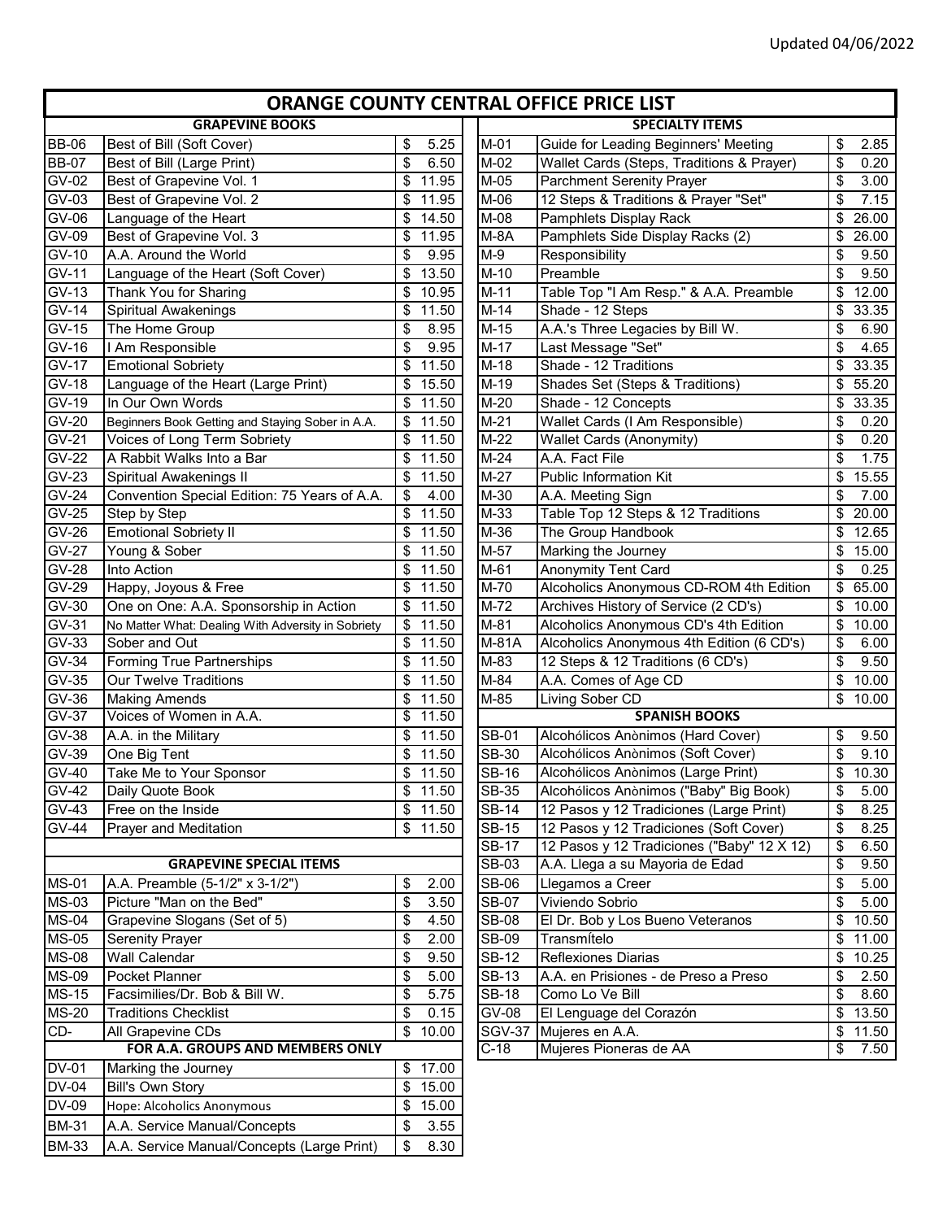Updated 04/06/2022

# ORANGE COUNTY CENTRAL OFFICE PRICE LIST

## GRAPEVINE BOOKS

| | | |
|---|---|---|
| BB-06 | Best of Bill (Soft Cover) | $ 5.25 |
| BB-07 | Best of Bill (Large Print) | $ 6.50 |
| GV-02 | Best of Grapevine Vol. 1 | $ 11.95 |
| GV-03 | Best of Grapevine Vol. 2 | $ 11.95 |
| GV-06 | Language of the Heart | $ 14.50 |
| GV-09 | Best of Grapevine Vol. 3 | $ 11.95 |
| GV-10 | A.A. Around the World | $ 9.95 |
| GV-11 | Language of the Heart (Soft Cover) | $ 13.50 |
| GV-13 | Thank You for Sharing | $ 10.95 |
| GV-14 | Spiritual Awakenings | $ 11.50 |
| GV-15 | The Home Group | $ 8.95 |
| GV-16 | I Am Responsible | $ 9.95 |
| GV-17 | Emotional Sobriety | $ 11.50 |
| GV-18 | Language of the Heart (Large Print) | $ 15.50 |
| GV-19 | In Our Own Words | $ 11.50 |
| GV-20 | Beginners Book Getting and Staying Sober in A.A. | $ 11.50 |
| GV-21 | Voices of Long Term Sobriety | $ 11.50 |
| GV-22 | A Rabbit Walks Into a Bar | $ 11.50 |
| GV-23 | Spiritual Awakenings II | $ 11.50 |
| GV-24 | Convention Special Edition: 75 Years of A.A. | $ 4.00 |
| GV-25 | Step by Step | $ 11.50 |
| GV-26 | Emotional Sobriety II | $ 11.50 |
| GV-27 | Young & Sober | $ 11.50 |
| GV-28 | Into Action | $ 11.50 |
| GV-29 | Happy, Joyous & Free | $ 11.50 |
| GV-30 | One on One: A.A. Sponsorship in Action | $ 11.50 |
| GV-31 | No Matter What: Dealing With Adversity in Sobriety | $ 11.50 |
| GV-33 | Sober and Out | $ 11.50 |
| GV-34 | Forming True Partnerships | $ 11.50 |
| GV-35 | Our Twelve Traditions | $ 11.50 |
| GV-36 | Making Amends | $ 11.50 |
| GV-37 | Voices of Women in A.A. | $ 11.50 |
| GV-38 | A.A. in the Military | $ 11.50 |
| GV-39 | One Big Tent | $ 11.50 |
| GV-40 | Take Me to Your Sponsor | $ 11.50 |
| GV-42 | Daily Quote Book | $ 11.50 |
| GV-43 | Free on the Inside | $ 11.50 |
| GV-44 | Prayer and Meditation | $ 11.50 |

## GRAPEVINE SPECIAL ITEMS

| | | |
|---|---|---|
| MS-01 | A.A. Preamble (5-1/2" x 3-1/2") | $ 2.00 |
| MS-03 | Picture "Man on the Bed" | $ 3.50 |
| MS-04 | Grapevine Slogans (Set of 5) | $ 4.50 |
| MS-05 | Serenity Prayer | $ 2.00 |
| MS-08 | Wall Calendar | $ 9.50 |
| MS-09 | Pocket Planner | $ 5.00 |
| MS-15 | Facsimilies/Dr. Bob & Bill W. | $ 5.75 |
| MS-20 | Traditions Checklist | $ 0.15 |
| CD- | All Grapevine CDs | $ 10.00 |

## FOR A.A. GROUPS AND MEMBERS ONLY

| | | |
|---|---|---|
| DV-01 | Marking the Journey | $ 17.00 |
| DV-04 | Bill's Own Story | $ 15.00 |
| DV-09 | Hope: Alcoholics Anonymous | $ 15.00 |
| BM-31 | A.A. Service Manual/Concepts | $ 3.55 |
| BM-33 | A.A. Service Manual/Concepts (Large Print) | $ 8.30 |

## SPECIALTY ITEMS

| | | |
|---|---|---|
| M-01 | Guide for Leading Beginners' Meeting | $ 2.85 |
| M-02 | Wallet Cards (Steps, Traditions & Prayer) | $ 0.20 |
| M-05 | Parchment Serenity Prayer | $ 3.00 |
| M-06 | 12 Steps & Traditions & Prayer "Set" | $ 7.15 |
| M-08 | Pamphlets Display Rack | $ 26.00 |
| M-8A | Pamphlets Side Display Racks (2) | $ 26.00 |
| M-9 | Responsibility | $ 9.50 |
| M-10 | Preamble | $ 9.50 |
| M-11 | Table Top "I Am Resp." & A.A. Preamble | $ 12.00 |
| M-14 | Shade - 12 Steps | $ 33.35 |
| M-15 | A.A.'s Three Legacies by Bill W. | $ 6.90 |
| M-17 | Last Message "Set" | $ 4.65 |
| M-18 | Shade - 12 Traditions | $ 33.35 |
| M-19 | Shades Set (Steps & Traditions) | $ 55.20 |
| M-20 | Shade - 12 Concepts | $ 33.35 |
| M-21 | Wallet Cards (I Am Responsible) | $ 0.20 |
| M-22 | Wallet Cards (Anonymity) | $ 0.20 |
| M-24 | A.A. Fact File | $ 1.75 |
| M-27 | Public Information Kit | $ 15.55 |
| M-30 | A.A. Meeting Sign | $ 7.00 |
| M-33 | Table Top 12 Steps & 12 Traditions | $ 20.00 |
| M-36 | The Group Handbook | $ 12.65 |
| M-57 | Marking the Journey | $ 15.00 |
| M-61 | Anonymity Tent Card | $ 0.25 |
| M-70 | Alcoholics Anonymous CD-ROM 4th Edition | $ 65.00 |
| M-72 | Archives History of Service (2 CD's) | $ 10.00 |
| M-81 | Alcoholics Anonymous CD's 4th Edition | $ 10.00 |
| M-81A | Alcoholics Anonymous 4th Edition (6 CD's) | $ 6.00 |
| M-83 | 12 Steps & 12 Traditions (6 CD's) | $ 9.50 |
| M-84 | A.A. Comes of Age CD | $ 10.00 |
| M-85 | Living Sober CD | $ 10.00 |

## SPANISH BOOKS

| | | |
|---|---|---|
| SB-01 | Alcohólicos Anònimos (Hard Cover) | $ 9.50 |
| SB-30 | Alcohólicos Anònimos (Soft Cover) | $ 9.10 |
| SB-16 | Alcohólicos Anònimos (Large Print) | $ 10.30 |
| SB-35 | Alcohólicos Anònimos ("Baby" Big Book) | $ 5.00 |
| SB-14 | 12 Pasos y 12 Tradiciones (Large Print) | $ 8.25 |
| SB-15 | 12 Pasos y 12 Tradiciones (Soft Cover) | $ 8.25 |
| SB-17 | 12 Pasos y 12 Tradiciones ("Baby" 12 X 12) | $ 6.50 |
| SB-03 | A.A. Llega a su Mayoria de Edad | $ 9.50 |
| SB-06 | Llegamos a Creer | $ 5.00 |
| SB-07 | Viviendo Sobrio | $ 5.00 |
| SB-08 | El Dr. Bob y Los Bueno Veteranos | $ 10.50 |
| SB-09 | Transmítelo | $ 11.00 |
| SB-12 | Reflexiones Diarias | $ 10.25 |
| SB-13 | A.A. en Prisiones - de Preso a Preso | $ 2.50 |
| SB-18 | Como Lo Ve Bill | $ 8.60 |
| GV-08 | El Lenguage del Corazón | $ 13.50 |
| SGV-37 | Mujeres en A.A. | $ 11.50 |
| C-18 | Mujeres Pioneras de AA | $ 7.50 |